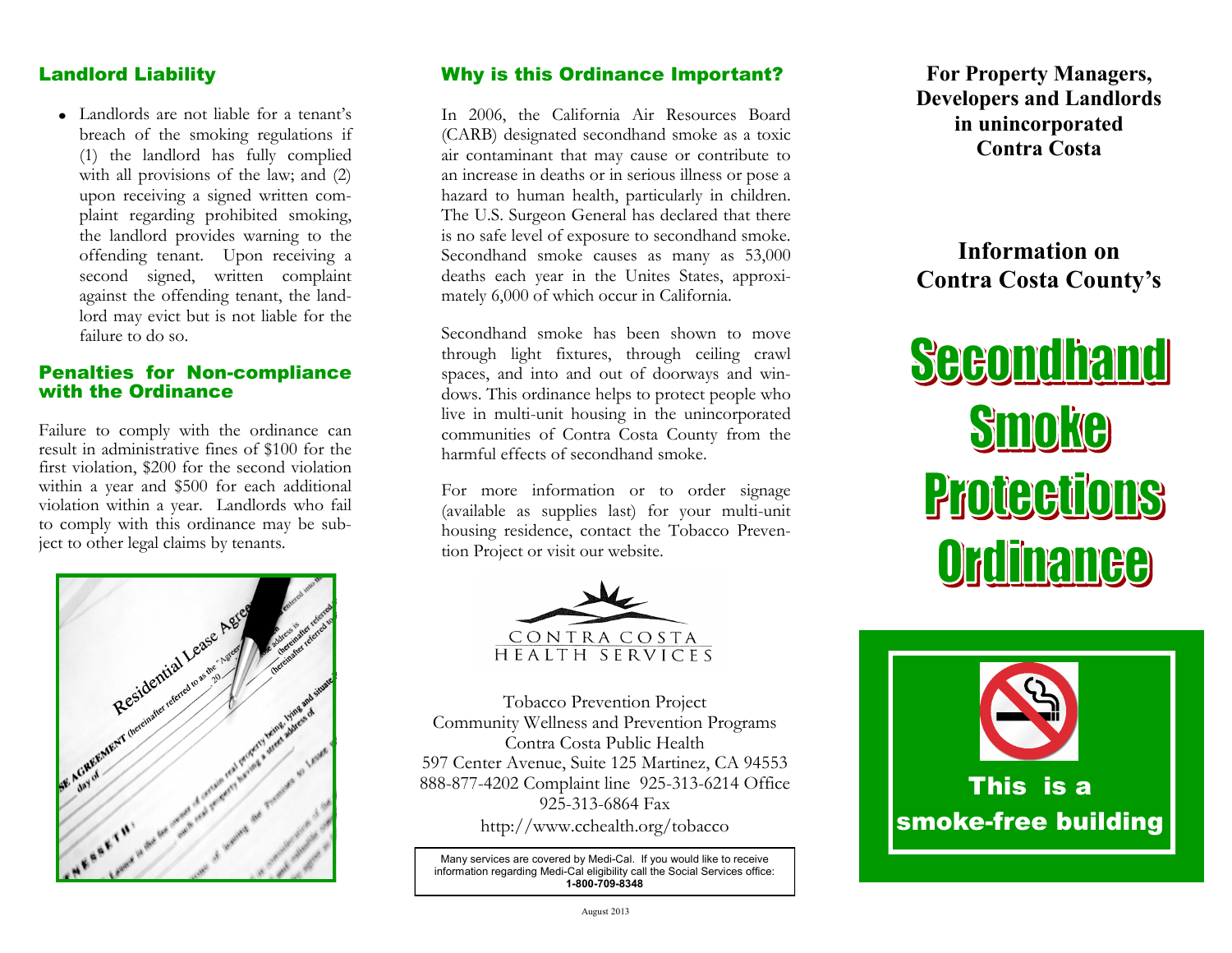## Landlord Liability

- Landlords are not liable for a tenant's breach of the smoking regulations if (1) the landlord has fully complied with all provisions of the law; and (2) upon receiving a signed written complaint regarding prohibited smoking, the landlord provides warning to the offending tenant. Upon receiving a second signed, written complaint against the offending tenant, the landlord may evict but is not liable for the failure to do so.

## Penalties for Non-compliance with the Ordinance

Failure to comply with the ordinance can result in administrative fines of $100 for the first violation, $200 for the second violation within a year and $500 for each additional violation within a year. Landlords who fail to comply with this ordinance may be subject to other legal claims by tenants.

## Why is this Ordinance Important?

In 2006, the California Air Resources Board (CARB) designated secondhand smoke as a toxic air contaminant that may cause or contribute to an increase in deaths or in serious illness or pose a hazard to human health, particularly in children. The U.S. Surgeon General has declared that there is no safe level of exposure to secondhand smoke. Secondhand smoke causes as many as 53,000 deaths each year in the Unites States, approximately 6,000 of which occur in California.

Secondhand smoke has been shown to move through light fixtures, through ceiling crawl spaces, and into and out of doorways and windows. This ordinance helps to protect people who live in multi-unit housing in the unincorporated communities of Contra Costa County from the harmful effects of secondhand smoke.

For more information or to order signage (available as supplies last) for your multi-unit housing residence, contact the Tobacco Prevention Project or visit our website.

CONTRA COSTA HEALTH SERVICES

Tobacco Prevention Project
Community Wellness and Prevention Programs
Contra Costa Public Health
597 Center Avenue, Suite 125 Martinez, CA 94553
888-877-4202 Complaint line 925-313-6214 Office
925-313-6864 Fax
http://www.cchealth.org/tobacco

Many services are covered by Medi-Cal. If you would like to receive information regarding Medi-Cal eligibility call the Social Services office: **1-800-709-8348**

August 2013

**For Property Managers, Developers and Landlords in unincorporated Contra Costa**

**Information on Contra Costa County's**

# Secondhand Smoke Protections Ordinance

This is a smoke-free building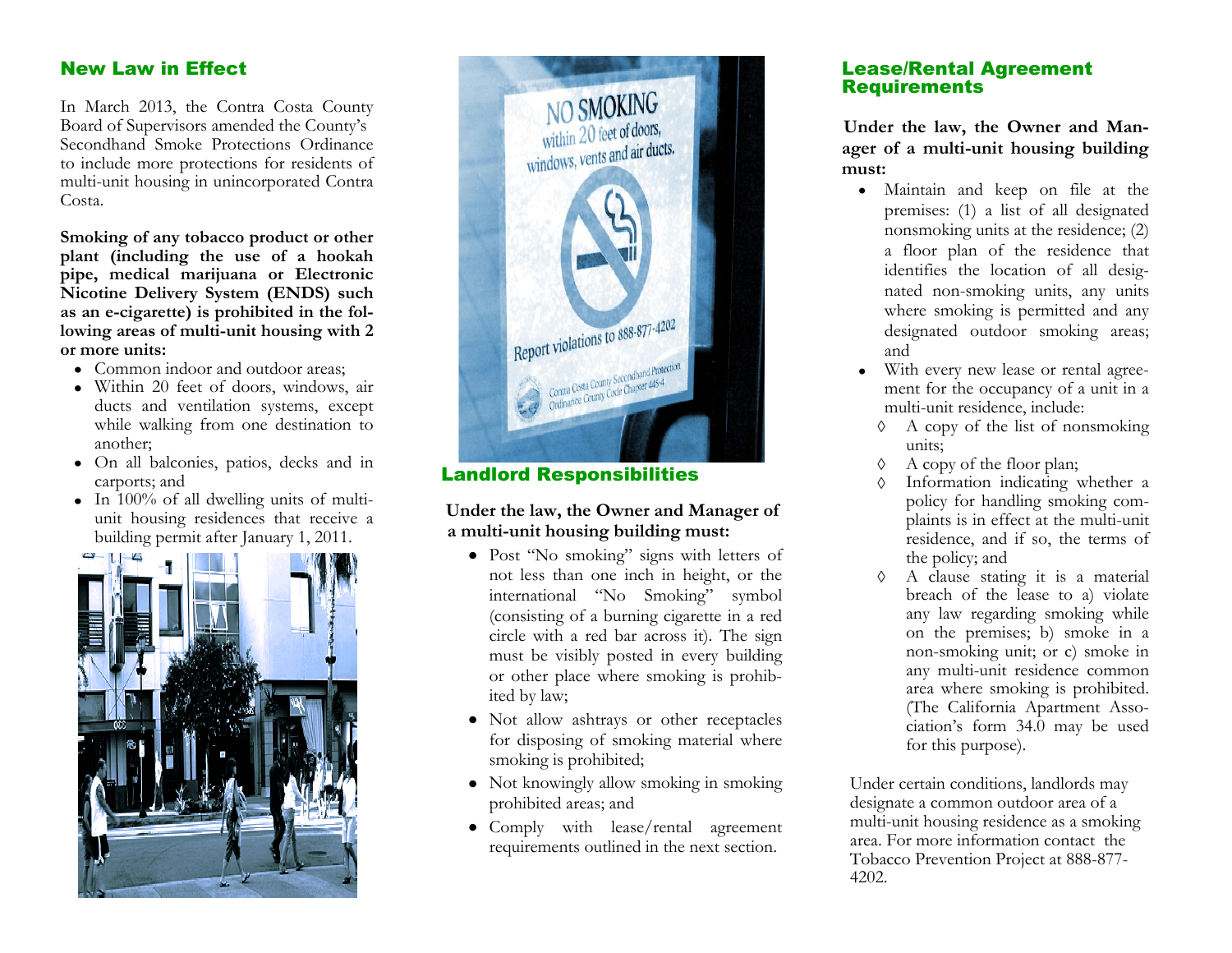## New Law in Effect

In March 2013, the Contra Costa County Board of Supervisors amended the County's Secondhand Smoke Protections Ordinance to include more protections for residents of multi-unit housing in unincorporated Contra Costa.

**Smoking of any tobacco product or other plant (including the use of a hookah pipe, medical marijuana or Electronic Nicotine Delivery System (ENDS) such as an e-cigarette) is prohibited in the following areas of multi-unit housing with 2 or more units:**

- Common indoor and outdoor areas;
- Within 20 feet of doors, windows, air ducts and ventilation systems, except while walking from one destination to another;
- On all balconies, patios, decks and in carports; and
- In 100% of all dwelling units of multi-unit housing residences that receive a building permit after January 1, 2011.

## Landlord Responsibilities

**Under the law, the Owner and Manager of a multi-unit housing building must:**

- Post "No smoking" signs with letters of not less than one inch in height, or the international "No Smoking" symbol (consisting of a burning cigarette in a red circle with a red bar across it). The sign must be visibly posted in every building or other place where smoking is prohibited by law;
- Not allow ashtrays or other receptacles for disposing of smoking material where smoking is prohibited;
- Not knowingly allow smoking in smoking prohibited areas; and
- Comply with lease/rental agreement requirements outlined in the next section.

## Lease/Rental Agreement Requirements

**Under the law, the Owner and Manager of a multi-unit housing building must:**

- Maintain and keep on file at the premises: (1) a list of all designated nonsmoking units at the residence; (2) a floor plan of the residence that identifies the location of all designated non-smoking units, any units where smoking is permitted and any designated outdoor smoking areas; and
- With every new lease or rental agreement for the occupancy of a unit in a multi-unit residence, include:
  - ◊ A copy of the list of nonsmoking units;
  - ◊ A copy of the floor plan;
  - ◊ Information indicating whether a policy for handling smoking complaints is in effect at the multi-unit residence, and if so, the terms of the policy; and
  - ◊ A clause stating it is a material breach of the lease to a) violate any law regarding smoking while on the premises; b) smoke in a non-smoking unit; or c) smoke in any multi-unit residence common area where smoking is prohibited. (The California Apartment Association's form 34.0 may be used for this purpose).

Under certain conditions, landlords may designate a common outdoor area of a multi-unit housing residence as a smoking area. For more information contact the Tobacco Prevention Project at 888-877-4202.